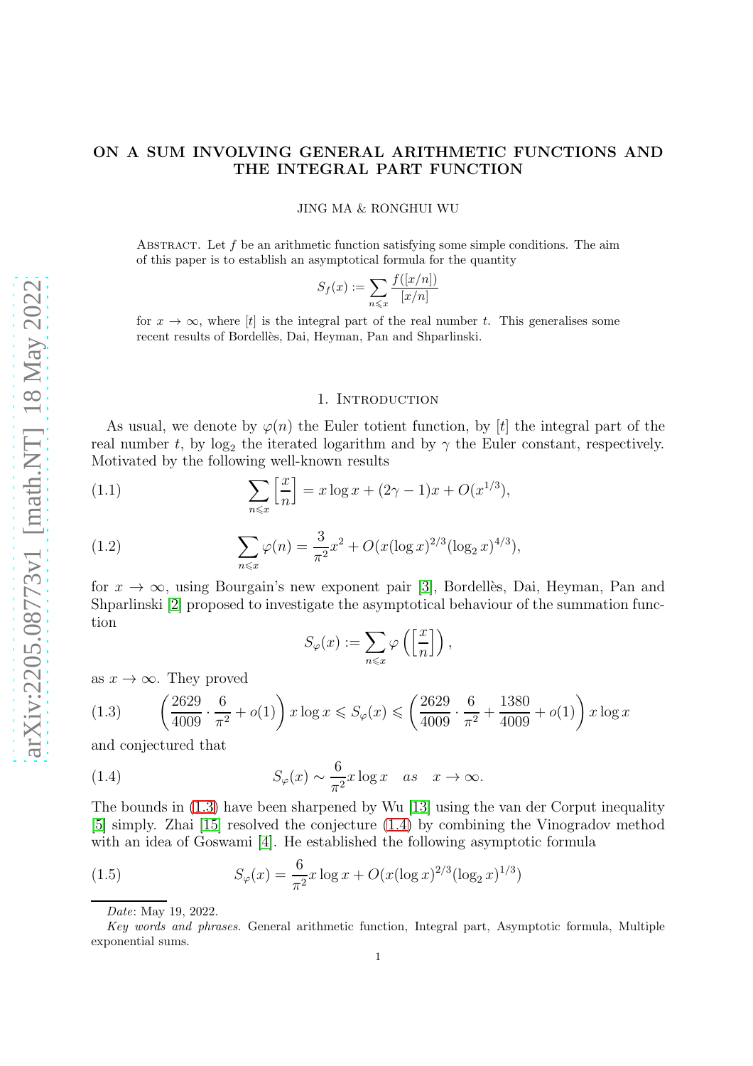# ON A SUM INVOLVING GENERAL ARITHMETIC FUNCTIONS AND THE INTEGRAL PART FUNCTION

JING MA & RONGHUI WU

ABSTRACT. Let $f$ be an arithmetic function satisfying some simple conditions. The aim of this paper is to establish an asymptotical formula for the quantity

$$S_f(x) := \sum_{n \leqslant x} \frac{f([x/n])}{[x/n]}$$

for $x \to \infty$, where $[t]$ is the integral part of the real number $t$. This generalises some recent results of Bordellès, Dai, Heyman, Pan and Shparlinski.

## 1. Introduction

As usual, we denote by $\varphi(n)$ the Euler totient function, by $[t]$ the integral part of the real number $t$, by $\log_2$ the iterated logarithm and by $\gamma$ the Euler constant, respectively. Motivated by the following well-known results

$$\sum_{n \leqslant x} \left[\frac{x}{n}\right] = x \log x + (2\gamma - 1)x + O(x^{1/3}), \tag{1.1}$$

$$\sum_{n \leqslant x} \varphi(n) = \frac{3}{\pi^2} x^2 + O(x (\log x)^{2/3} (\log_2 x)^{4/3}), \tag{1.2}$$

for $x \to \infty$, using Bourgain's new exponent pair [3], Bordellès, Dai, Heyman, Pan and Shparlinski [2] proposed to investigate the asymptotical behaviour of the summation function

$$S_\varphi(x) := \sum_{n \leqslant x} \varphi\left(\left[\frac{x}{n}\right]\right),$$

as $x \to \infty$. They proved

$$\left(\frac{2629}{4009} \cdot \frac{6}{\pi^2} + o(1)\right) x \log x \leqslant S_\varphi(x) \leqslant \left(\frac{2629}{4009} \cdot \frac{6}{\pi^2} + \frac{1380}{4009} + o(1)\right) x \log x \tag{1.3}$$

and conjectured that

$$S_\varphi(x) \sim \frac{6}{\pi^2} x \log x \quad as \quad x \to \infty. \tag{1.4}$$

The bounds in (1.3) have been sharpened by Wu [13] using the van der Corput inequality [5] simply. Zhai [15] resolved the conjecture (1.4) by combining the Vinogradov method with an idea of Goswami [4]. He established the following asymptotic formula

$$S_\varphi(x) = \frac{6}{\pi^2} x \log x + O(x (\log x)^{2/3} (\log_2 x)^{1/3}) \tag{1.5}$$

---

*Date*: May 19, 2022.

*Key words and phrases.* General arithmetic function, Integral part, Asymptotic formula, Multiple exponential sums.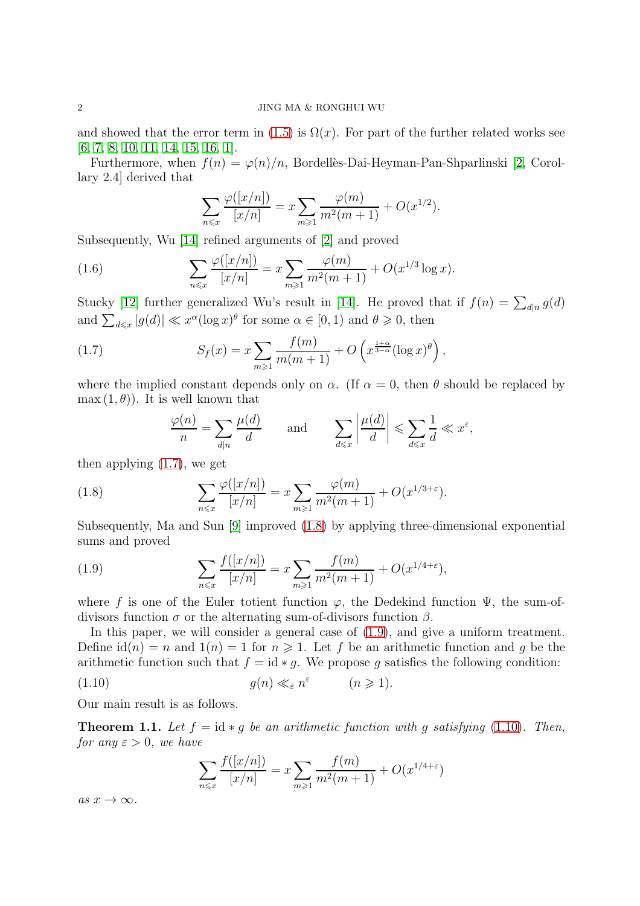and showed that the error term in (1.5) is $\Omega(x)$. For part of the further related works see [6, 7, 8, 10, 11, 14, 15, 16, 1].

Furthermore, when $f(n) = \varphi(n)/n$, Bordellès-Dai-Heyman-Pan-Shparlinski [2, Corollary 2.4] derived that

$$\sum_{n \leqslant x} \frac{\varphi([x/n])}{[x/n]} = x \sum_{m \geqslant 1} \frac{\varphi(m)}{m^2(m+1)} + O(x^{1/2}).$$

Subsequently, Wu [14] refined arguments of [2] and proved

$$\sum_{n \leqslant x} \frac{\varphi([x/n])}{[x/n]} = x \sum_{m \geqslant 1} \frac{\varphi(m)}{m^2(m+1)} + O(x^{1/3} \log x). \tag{1.6}$$

Stucky [12] further generalized Wu's result in [14]. He proved that if $f(n) = \sum_{d|n} g(d)$ and $\sum_{d \leqslant x} |g(d)| \ll x^{\alpha} (\log x)^{\theta}$ for some $\alpha \in [0, 1)$ and $\theta \geqslant 0$, then

$$S_f(x) = x \sum_{m \geqslant 1} \frac{f(m)}{m(m+1)} + O\left(x^{\frac{1+\alpha}{3-\alpha}} (\log x)^{\theta}\right), \tag{1.7}$$

where the implied constant depends only on $\alpha$. (If $\alpha = 0$, then $\theta$ should be replaced by $\max(1, \theta)$). It is well known that

$$\frac{\varphi(n)}{n} = \sum_{d|n} \frac{\mu(d)}{d} \qquad \text{and} \qquad \sum_{d \leqslant x} \left| \frac{\mu(d)}{d} \right| \leqslant \sum_{d \leqslant x} \frac{1}{d} \ll x^{\varepsilon},$$

then applying (1.7), we get

$$\sum_{n \leqslant x} \frac{\varphi([x/n])}{[x/n]} = x \sum_{m \geqslant 1} \frac{\varphi(m)}{m^2(m+1)} + O(x^{1/3+\varepsilon}). \tag{1.8}$$

Subsequently, Ma and Sun [9] improved (1.8) by applying three-dimensional exponential sums and proved

$$\sum_{n \leqslant x} \frac{f([x/n])}{[x/n]} = x \sum_{m \geqslant 1} \frac{f(m)}{m^2(m+1)} + O(x^{1/4+\varepsilon}), \tag{1.9}$$

where $f$ is one of the Euler totient function $\varphi$, the Dedekind function $\Psi$, the sum-of-divisors function $\sigma$ or the alternating sum-of-divisors function $\beta$.

In this paper, we will consider a general case of (1.9), and give a uniform treatment. Define $\mathrm{id}(n) = n$ and $1(n) = 1$ for $n \geqslant 1$. Let $f$ be an arithmetic function and $g$ be the arithmetic function such that $f = \mathrm{id} * g$. We propose $g$ satisfies the following condition:

$$g(n) \ll_{\varepsilon} n^{\varepsilon} \qquad (n \geqslant 1). \tag{1.10}$$

Our main result is as follows.

**Theorem 1.1.** *Let $f = \mathrm{id} * g$ be an arithmetic function with $g$ satisfying (1.10). Then, for any $\varepsilon > 0$, we have*

$$\sum_{n \leqslant x} \frac{f([x/n])}{[x/n]} = x \sum_{m \geqslant 1} \frac{f(m)}{m^2(m+1)} + O(x^{1/4+\varepsilon})$$

*as $x \to \infty$.*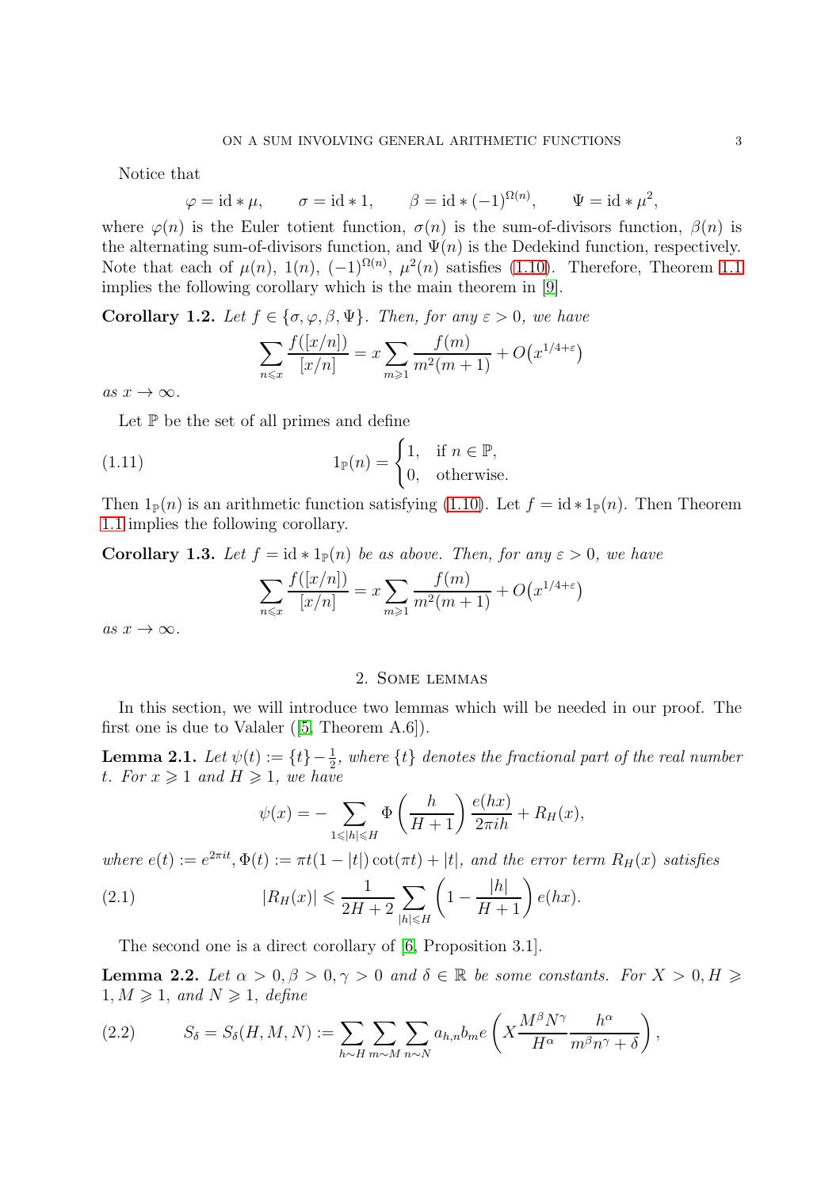Notice that

$$\varphi = \mathrm{id} * \mu, \qquad \sigma = \mathrm{id} * 1, \qquad \beta = \mathrm{id} * (-1)^{\Omega(n)}, \qquad \Psi = \mathrm{id} * \mu^2,$$

where $\varphi(n)$ is the Euler totient function, $\sigma(n)$ is the sum-of-divisors function, $\beta(n)$ is the alternating sum-of-divisors function, and $\Psi(n)$ is the Dedekind function, respectively. Note that each of $\mu(n)$, $1(n)$, $(-1)^{\Omega(n)}$, $\mu^2(n)$ satisfies (1.10). Therefore, Theorem 1.1 implies the following corollary which is the main theorem in [9].

**Corollary 1.2.** *Let $f \in \{\sigma, \varphi, \beta, \Psi\}$. Then, for any $\varepsilon > 0$, we have*

$$\sum_{n \leqslant x} \frac{f([x/n])}{[x/n]} = x \sum_{m \geqslant 1} \frac{f(m)}{m^2(m+1)} + O\big(x^{1/4+\varepsilon}\big)$$

*as $x \to \infty$.*

Let $\mathbb{P}$ be the set of all primes and define

$$1_{\mathbb{P}}(n) = \begin{cases} 1, & \text{if } n \in \mathbb{P}, \\ 0, & \text{otherwise.} \end{cases} \tag{1.11}$$

Then $1_{\mathbb{P}}(n)$ is an arithmetic function satisfying (1.10). Let $f = \mathrm{id} * 1_{\mathbb{P}}(n)$. Then Theorem 1.1 implies the following corollary.

**Corollary 1.3.** *Let $f = \mathrm{id} * 1_{\mathbb{P}}(n)$ be as above. Then, for any $\varepsilon > 0$, we have*

$$\sum_{n \leqslant x} \frac{f([x/n])}{[x/n]} = x \sum_{m \geqslant 1} \frac{f(m)}{m^2(m+1)} + O\big(x^{1/4+\varepsilon}\big)$$

*as $x \to \infty$.*

## 2. Some lemmas

In this section, we will introduce two lemmas which will be needed in our proof. The first one is due to Valaler ([5, Theorem A.6]).

**Lemma 2.1.** *Let $\psi(t) := \{t\} - \frac{1}{2}$, where $\{t\}$ denotes the fractional part of the real number $t$. For $x \geqslant 1$ and $H \geqslant 1$, we have*

$$\psi(x) = - \sum_{1 \leqslant |h| \leqslant H} \Phi\left(\frac{h}{H+1}\right) \frac{e(hx)}{2\pi i h} + R_H(x),$$

*where $e(t) := e^{2\pi i t}$, $\Phi(t) := \pi t(1-|t|)\cot(\pi t) + |t|$, and the error term $R_H(x)$ satisfies*

$$|R_H(x)| \leqslant \frac{1}{2H+2} \sum_{|h| \leqslant H} \left(1 - \frac{|h|}{H+1}\right) e(hx). \tag{2.1}$$

The second one is a direct corollary of [6, Proposition 3.1].

**Lemma 2.2.** *Let $\alpha > 0, \beta > 0, \gamma > 0$ and $\delta \in \mathbb{R}$ be some constants. For $X > 0, H \geqslant 1, M \geqslant 1$, and $N \geqslant 1$, define*

$$S_\delta = S_\delta(H, M, N) := \sum_{h \sim H} \sum_{m \sim M} \sum_{n \sim N} a_{h,n} b_m e\left(X \frac{M^\beta N^\gamma}{H^\alpha} \frac{h^\alpha}{m^\beta n^\gamma + \delta}\right), \tag{2.2}$$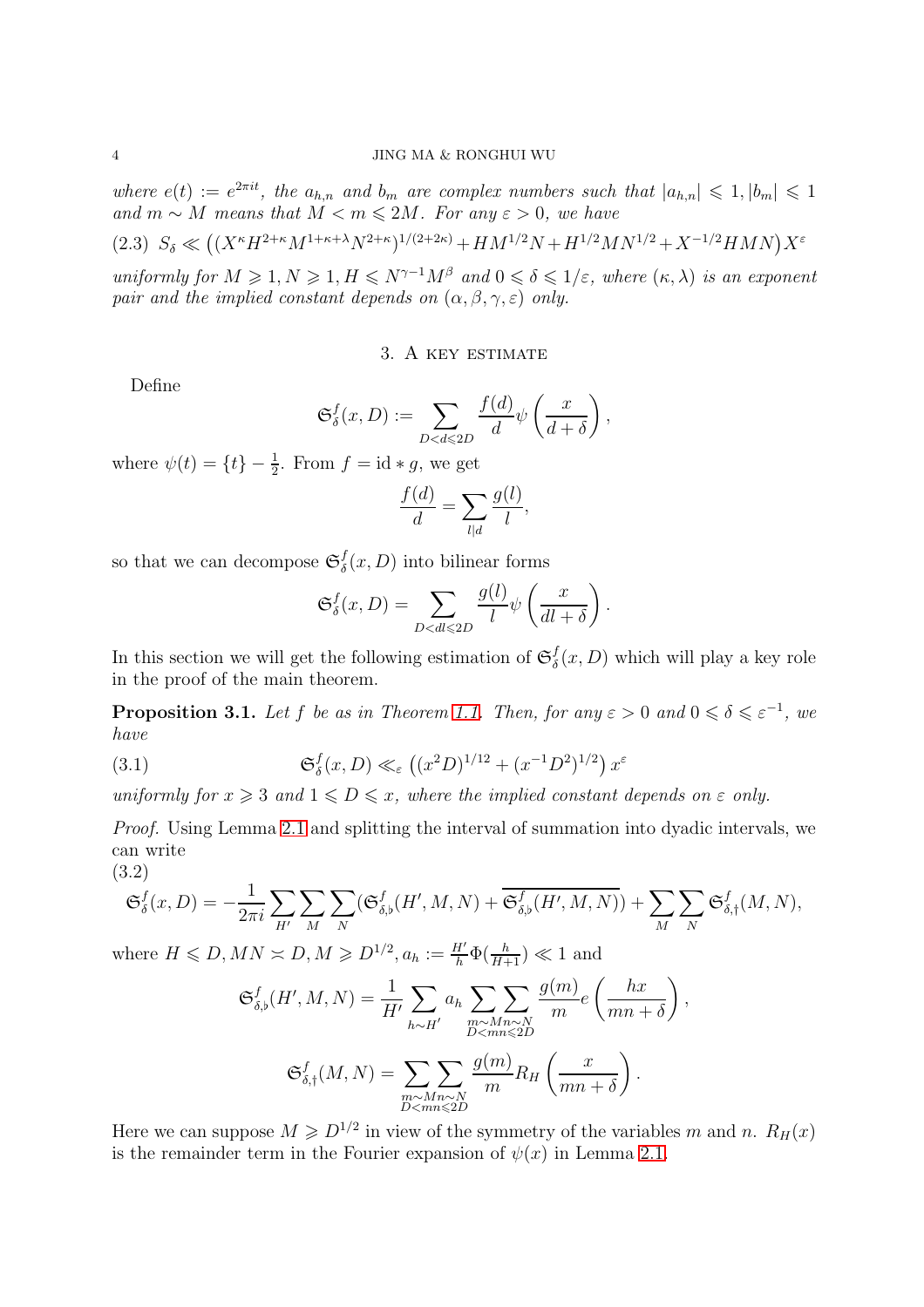*where $e(t) := e^{2\pi i t}$, the $a_{h,n}$ and $b_m$ are complex numbers such that $|a_{h,n}| \leqslant 1, |b_m| \leqslant 1$ and $m \sim M$ means that $M < m \leqslant 2M$. For any $\varepsilon > 0$, we have*

$$
(2.3)\quad S_\delta \ll \left((X^\kappa H^{2+\kappa} M^{1+\kappa+\lambda} N^{2+\kappa})^{1/(2+2\kappa)} + HM^{1/2}N + H^{1/2}MN^{1/2} + X^{-1/2}HMN\right)X^\varepsilon
$$

*uniformly for $M \geqslant 1, N \geqslant 1, H \leqslant N^{\gamma-1}M^\beta$ and $0 \leqslant \delta \leqslant 1/\varepsilon$, where $(\kappa, \lambda)$ is an exponent pair and the implied constant depends on $(\alpha, \beta, \gamma, \varepsilon)$ only.*

## 3. A key estimate

Define

$$
\mathfrak{S}_\delta^f(x, D) := \sum_{D < d \leqslant 2D} \frac{f(d)}{d} \psi\left(\frac{x}{d+\delta}\right),
$$

where $\psi(t) = \{t\} - \frac{1}{2}$. From $f = \mathrm{id} * g$, we get

$$
\frac{f(d)}{d} = \sum_{l \mid d} \frac{g(l)}{l},
$$

so that we can decompose $\mathfrak{S}_\delta^f(x, D)$ into bilinear forms

$$
\mathfrak{S}_\delta^f(x, D) = \sum_{D < dl \leqslant 2D} \frac{g(l)}{l} \psi\left(\frac{x}{dl+\delta}\right).
$$

In this section we will get the following estimation of $\mathfrak{S}_\delta^f(x, D)$ which will play a key role in the proof of the main theorem.

**Proposition 3.1.** *Let $f$ be as in Theorem 1.1. Then, for any $\varepsilon > 0$ and $0 \leqslant \delta \leqslant \varepsilon^{-1}$, we have*

$$
(3.1)\qquad \mathfrak{S}_\delta^f(x, D) \ll_\varepsilon \left((x^2 D)^{1/12} + (x^{-1}D^2)^{1/2}\right) x^\varepsilon
$$

*uniformly for $x \geqslant 3$ and $1 \leqslant D \leqslant x$, where the implied constant depends on $\varepsilon$ only.*

*Proof.* Using Lemma 2.1 and splitting the interval of summation into dyadic intervals, we can write

$$
(3.2)\quad \mathfrak{S}_\delta^f(x, D) = -\frac{1}{2\pi i} \sum_{H'} \sum_M \sum_N (\mathfrak{S}_{\delta,\flat}^f(H', M, N) + \overline{\mathfrak{S}_{\delta,\flat}^f(H', M, N)}) + \sum_M \sum_N \mathfrak{S}_{\delta,\dagger}^f(M, N),
$$

where $H \leqslant D, MN \asymp D, M \geqslant D^{1/2}, a_h := \frac{H'}{h}\Phi(\frac{h}{H+1}) \ll 1$ and

$$
\mathfrak{S}_{\delta,\flat}^f(H', M, N) = \frac{1}{H'} \sum_{h \sim H'} a_h \sum_{\substack{m \sim M n \sim N \\ D < mn \leqslant 2D}} \frac{g(m)}{m} e\left(\frac{hx}{mn+\delta}\right),
$$

$$
\mathfrak{S}_{\delta,\dagger}^f(M, N) = \sum_{\substack{m \sim M n \sim N \\ D < mn \leqslant 2D}} \frac{g(m)}{m} R_H\left(\frac{x}{mn+\delta}\right).
$$

Here we can suppose $M \geqslant D^{1/2}$ in view of the symmetry of the variables $m$ and $n$. $R_H(x)$ is the remainder term in the Fourier expansion of $\psi(x)$ in Lemma 2.1.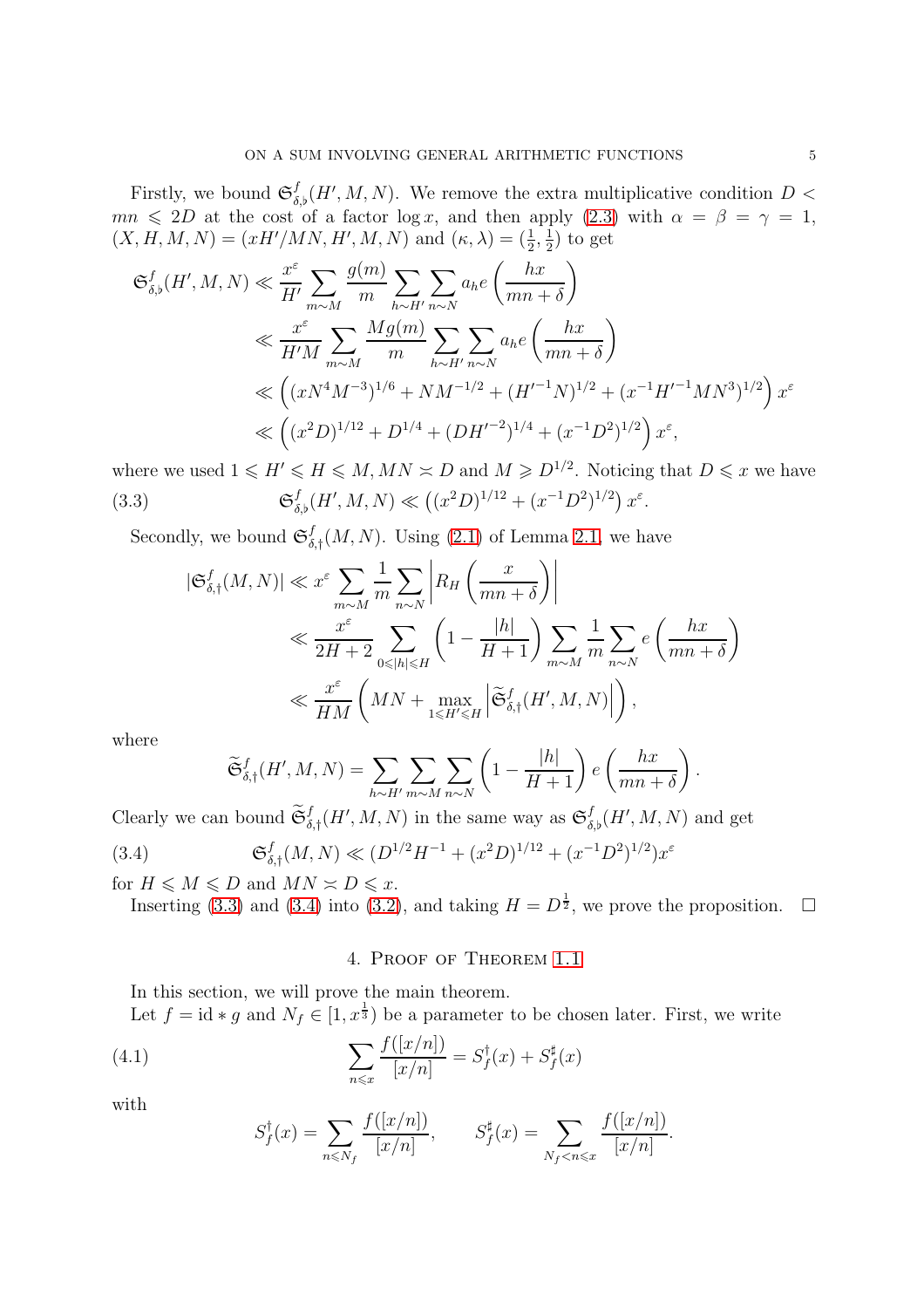Firstly, we bound $\mathfrak{S}_{\delta,\flat}^f(H',M,N)$. We remove the extra multiplicative condition $D < mn \leqslant 2D$ at the cost of a factor $\log x$, and then apply (2.3) with $\alpha = \beta = \gamma = 1$, $(X,H,M,N) = (xH'/MN, H', M, N)$ and $(\kappa,\lambda) = (\frac{1}{2},\frac{1}{2})$ to get

$$
\begin{aligned}
\mathfrak{S}_{\delta,\flat}^f(H',M,N) &\ll \frac{x^\varepsilon}{H'} \sum_{m\sim M} \frac{g(m)}{m} \sum_{h\sim H'} \sum_{n\sim N} a_h e\left(\frac{hx}{mn+\delta}\right) \\
&\ll \frac{x^\varepsilon}{H'M} \sum_{m\sim M} \frac{Mg(m)}{m} \sum_{h\sim H'} \sum_{n\sim N} a_h e\left(\frac{hx}{mn+\delta}\right) \\
&\ll \left((xN^4M^{-3})^{1/6} + NM^{-1/2} + (H'^{-1}N)^{1/2} + (x^{-1}H'^{-1}MN^3)^{1/2}\right)x^\varepsilon \\
&\ll \left((x^2D)^{1/12} + D^{1/4} + (DH'^{-2})^{1/4} + (x^{-1}D^2)^{1/2}\right)x^\varepsilon,
\end{aligned}
$$

where we used $1 \leqslant H' \leqslant H \leqslant M$, $MN \asymp D$ and $M \geqslant D^{1/2}$. Noticing that $D \leqslant x$ we have

$$
\mathfrak{S}_{\delta,\flat}^f(H',M,N) \ll \left((x^2D)^{1/12} + (x^{-1}D^2)^{1/2}\right)x^\varepsilon. \tag{3.3}
$$

Secondly, we bound $\mathfrak{S}_{\delta,\dagger}^f(M,N)$. Using (2.1) of Lemma 2.1, we have

$$
\begin{aligned}
|\mathfrak{S}_{\delta,\dagger}^f(M,N)| &\ll x^\varepsilon \sum_{m\sim M} \frac{1}{m} \sum_{n\sim N} \left| R_H\left(\frac{x}{mn+\delta}\right)\right| \\
&\ll \frac{x^\varepsilon}{2H+2} \sum_{0\leqslant |h|\leqslant H} \left(1 - \frac{|h|}{H+1}\right) \sum_{m\sim M} \frac{1}{m} \sum_{n\sim N} e\left(\frac{hx}{mn+\delta}\right) \\
&\ll \frac{x^\varepsilon}{HM}\left(MN + \max_{1\leqslant H'\leqslant H} \left|\widetilde{\mathfrak{S}}_{\delta,\dagger}^f(H',M,N)\right|\right),
\end{aligned}
$$

where

$$
\widetilde{\mathfrak{S}}_{\delta,\dagger}^f(H',M,N) = \sum_{h\sim H'} \sum_{m\sim M} \sum_{n\sim N} \left(1 - \frac{|h|}{H+1}\right) e\left(\frac{hx}{mn+\delta}\right).
$$

Clearly we can bound $\widetilde{\mathfrak{S}}_{\delta,\dagger}^f(H',M,N)$ in the same way as $\mathfrak{S}_{\delta,\flat}^f(H',M,N)$ and get

$$
\mathfrak{S}_{\delta,\dagger}^f(M,N) \ll (D^{1/2}H^{-1} + (x^2D)^{1/12} + (x^{-1}D^2)^{1/2})x^\varepsilon \tag{3.4}
$$

for $H \leqslant M \leqslant D$ and $MN \asymp D \leqslant x$.

Inserting (3.3) and (3.4) into (3.2), and taking $H = D^{\frac{1}{2}}$, we prove the proposition. $\square$

## 4. Proof of Theorem 1.1

In this section, we will prove the main theorem.

Let $f = \mathrm{id} * g$ and $N_f \in [1, x^{\frac{1}{3}})$ be a parameter to be chosen later. First, we write

$$
\sum_{n\leqslant x} \frac{f([x/n])}{[x/n]} = S_f^\dagger(x) + S_f^\sharp(x) \tag{4.1}
$$

with

$$
S_f^\dagger(x) = \sum_{n\leqslant N_f} \frac{f([x/n])}{[x/n]}, \qquad S_f^\sharp(x) = \sum_{N_f<n\leqslant x} \frac{f([x/n])}{[x/n]}.
$$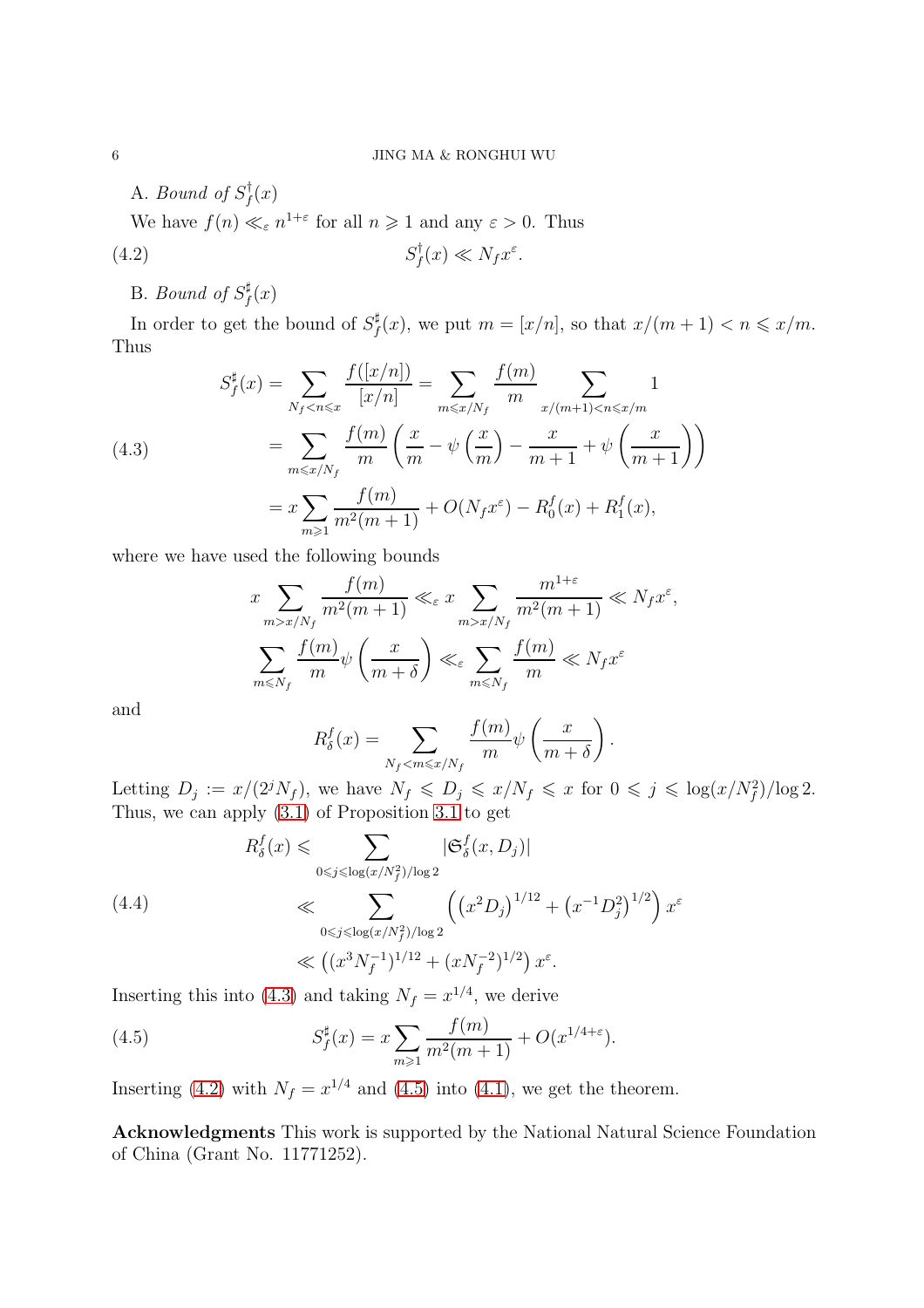A. *Bound of* $S_f^\dagger(x)$

We have $f(n) \ll_\varepsilon n^{1+\varepsilon}$ for all $n \geqslant 1$ and any $\varepsilon > 0$. Thus

$$S_f^\dagger(x) \ll N_f x^\varepsilon. \tag{4.2}$$

B. *Bound of* $S_f^\sharp(x)$

In order to get the bound of $S_f^\sharp(x)$, we put $m = [x/n]$, so that $x/(m+1) < n \leqslant x/m$. Thus

$$\begin{aligned}
S_f^\sharp(x) &= \sum_{N_f < n \leqslant x} \frac{f([x/n])}{[x/n]} = \sum_{m \leqslant x/N_f} \frac{f(m)}{m} \sum_{x/(m+1) < n \leqslant x/m} 1 \\
&= \sum_{m \leqslant x/N_f} \frac{f(m)}{m} \left( \frac{x}{m} - \psi\left(\frac{x}{m}\right) - \frac{x}{m+1} + \psi\left(\frac{x}{m+1}\right)\right) \\
&= x \sum_{m \geqslant 1} \frac{f(m)}{m^2(m+1)} + O(N_f x^\varepsilon) - R_0^f(x) + R_1^f(x),
\end{aligned} \tag{4.3}$$

where we have used the following bounds

$$x \sum_{m > x/N_f} \frac{f(m)}{m^2(m+1)} \ll_\varepsilon x \sum_{m > x/N_f} \frac{m^{1+\varepsilon}}{m^2(m+1)} \ll N_f x^\varepsilon,$$

$$\sum_{m \leqslant N_f} \frac{f(m)}{m} \psi\left(\frac{x}{m+\delta}\right) \ll_\varepsilon \sum_{m \leqslant N_f} \frac{f(m)}{m} \ll N_f x^\varepsilon$$

and

$$R_\delta^f(x) = \sum_{N_f < m \leqslant x/N_f} \frac{f(m)}{m} \psi\left(\frac{x}{m+\delta}\right).$$

Letting $D_j := x/(2^j N_f)$, we have $N_f \leqslant D_j \leqslant x/N_f \leqslant x$ for $0 \leqslant j \leqslant \log(x/N_f^2)/\log 2$. Thus, we can apply (3.1) of Proposition 3.1 to get

$$\begin{aligned}
R_\delta^f(x) &\leqslant \sum_{0 \leqslant j \leqslant \log(x/N_f^2)/\log 2} |\mathfrak{S}_\delta^f(x, D_j)| \\
&\ll \sum_{0 \leqslant j \leqslant \log(x/N_f^2)/\log 2} \left( \left(x^2 D_j\right)^{1/12} + \left(x^{-1} D_j^2\right)^{1/2} \right) x^\varepsilon \\
&\ll \left( (x^3 N_f^{-1})^{1/12} + (x N_f^{-2})^{1/2} \right) x^\varepsilon.
\end{aligned} \tag{4.4}$$

Inserting this into (4.3) and taking $N_f = x^{1/4}$, we derive

$$S_f^\sharp(x) = x \sum_{m \geqslant 1} \frac{f(m)}{m^2(m+1)} + O(x^{1/4+\varepsilon}). \tag{4.5}$$

Inserting (4.2) with $N_f = x^{1/4}$ and (4.5) into (4.1), we get the theorem.

**Acknowledgments** This work is supported by the National Natural Science Foundation of China (Grant No. 11771252).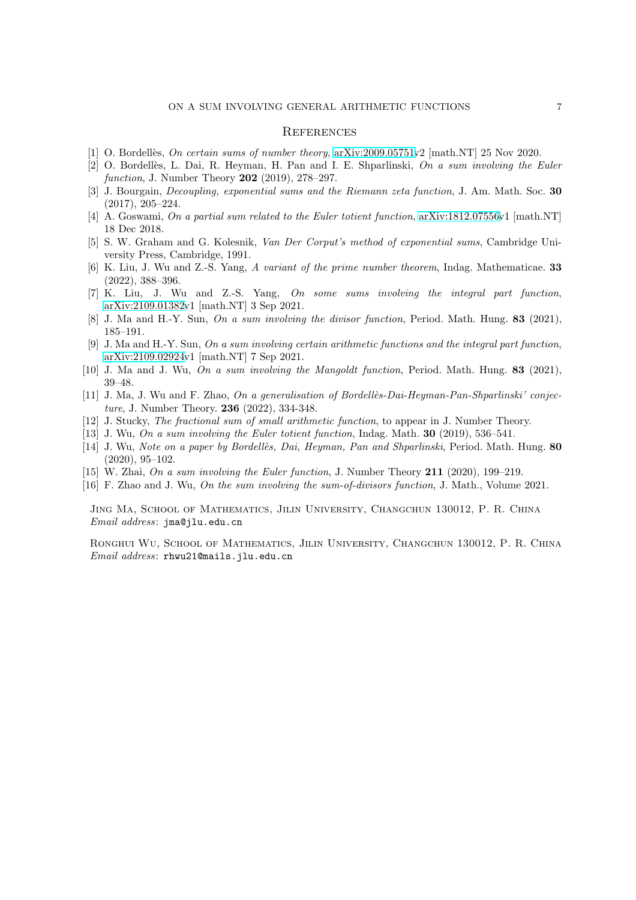## References

[1] O. Bordellès, *On certain sums of number theory*, arXiv:2009.05751v2 [math.NT] 25 Nov 2020.

[2] O. Bordellès, L. Dai, R. Heyman, H. Pan and I. E. Shparlinski, *On a sum involving the Euler function*, J. Number Theory **202** (2019), 278–297.

[3] J. Bourgain, *Decoupling, exponential sums and the Riemann zeta function*, J. Am. Math. Soc. **30** (2017), 205–224.

[4] A. Goswami, *On a partial sum related to the Euler totient function*, arXiv:1812.07556v1 [math.NT] 18 Dec 2018.

[5] S. W. Graham and G. Kolesnik, *Van Der Corput's method of exponential sums*, Cambridge University Press, Cambridge, 1991.

[6] K. Liu, J. Wu and Z.-S. Yang, *A variant of the prime number theorem*, Indag. Mathematicae. **33** (2022), 388–396.

[7] K. Liu, J. Wu and Z.-S. Yang, *On some sums involving the integral part function*, arXiv:2109.01382v1 [math.NT] 3 Sep 2021.

[8] J. Ma and H.-Y. Sun, *On a sum involving the divisor function*, Period. Math. Hung. **83** (2021), 185–191.

[9] J. Ma and H.-Y. Sun, *On a sum involving certain arithmetic functions and the integral part function*, arXiv:2109.02924v1 [math.NT] 7 Sep 2021.

[10] J. Ma and J. Wu, *On a sum involving the Mangoldt function*, Period. Math. Hung. **83** (2021), 39–48.

[11] J. Ma, J. Wu and F. Zhao, *On a generalisation of Bordellès-Dai-Heyman-Pan-Shparlinski' conjecture*, J. Number Theory. **236** (2022), 334-348.

[12] J. Stucky, *The fractional sum of small arithmetic function*, to appear in J. Number Theory.

[13] J. Wu, *On a sum involving the Euler totient function*, Indag. Math. **30** (2019), 536–541.

[14] J. Wu, *Note on a paper by Bordellès, Dai, Heyman, Pan and Shparlinski*, Period. Math. Hung. **80** (2020), 95–102.

[15] W. Zhai, *On a sum involving the Euler function*, J. Number Theory **211** (2020), 199–219.

[16] F. Zhao and J. Wu, *On the sum involving the sum-of-divisors function*, J. Math., Volume 2021.

Jing Ma, School of Mathematics, Jilin University, Changchun 130012, P. R. China
*Email address*: jma@jlu.edu.cn

Ronghui Wu, School of Mathematics, Jilin University, Changchun 130012, P. R. China
*Email address*: rhwu21@mails.jlu.edu.cn